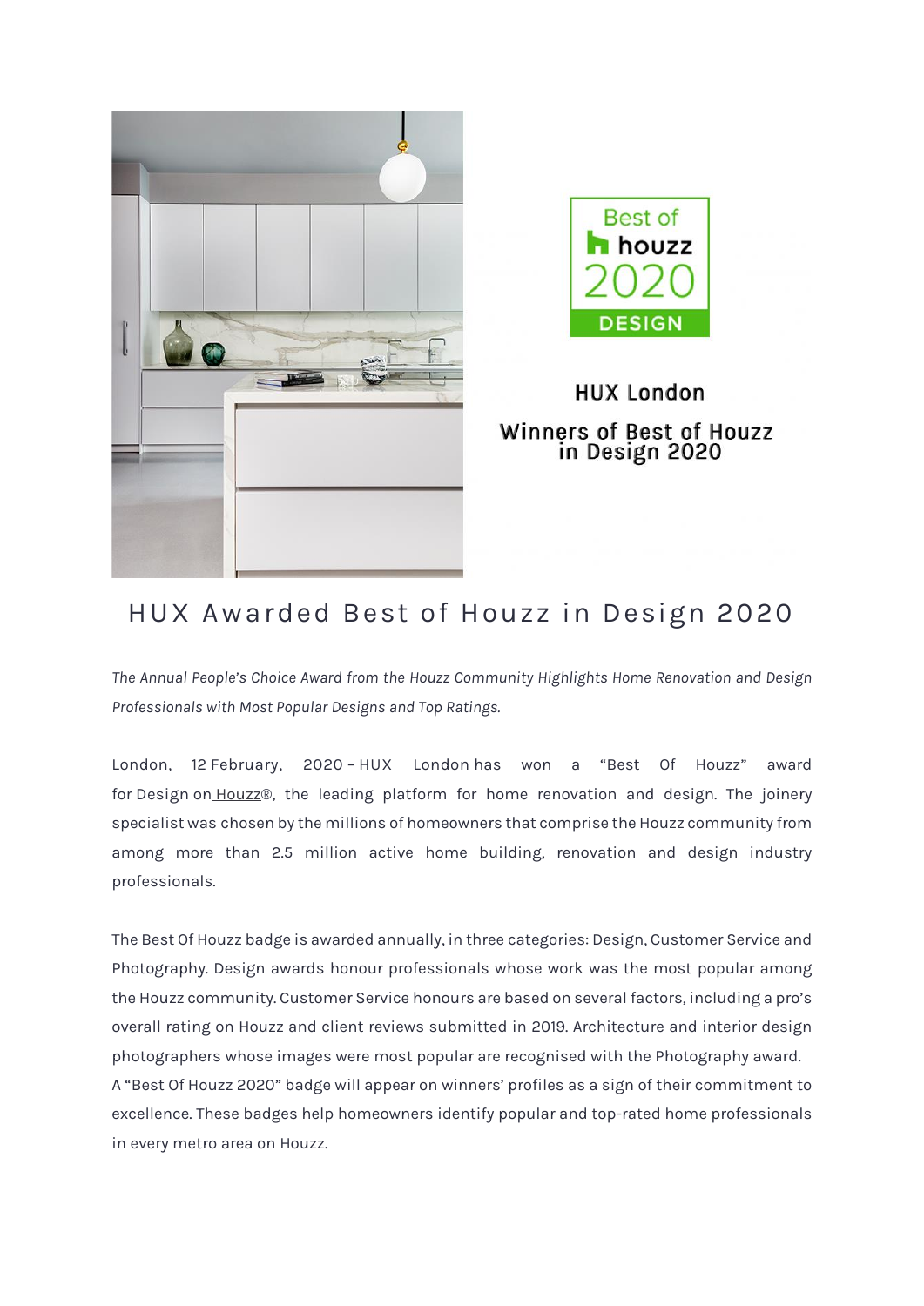Best of houzz 2020 DESIGN

HUX London

Winners of Best of Houzz in Design 2020

# HUX Awarded Best of Houzz in Design 2020

*The Annual People's Choice Award from the Houzz Community Highlights Home Renovation and Design Professionals with Most Popular Designs and Top Ratings.*

London, 12 February, 2020 – HUX London has won a "Best Of Houzz" award for Design on Houzz®, the leading platform for home renovation and design. The joinery specialist was chosen by the millions of homeowners that comprise the Houzz community from among more than 2.5 million active home building, renovation and design industry professionals.

The Best Of Houzz badge is awarded annually, in three categories: Design, Customer Service and Photography. Design awards honour professionals whose work was the most popular among the Houzz community. Customer Service honours are based on several factors, including a pro's overall rating on Houzz and client reviews submitted in 2019. Architecture and interior design photographers whose images were most popular are recognised with the Photography award.
A "Best Of Houzz 2020" badge will appear on winners' profiles as a sign of their commitment to excellence. These badges help homeowners identify popular and top-rated home professionals in every metro area on Houzz.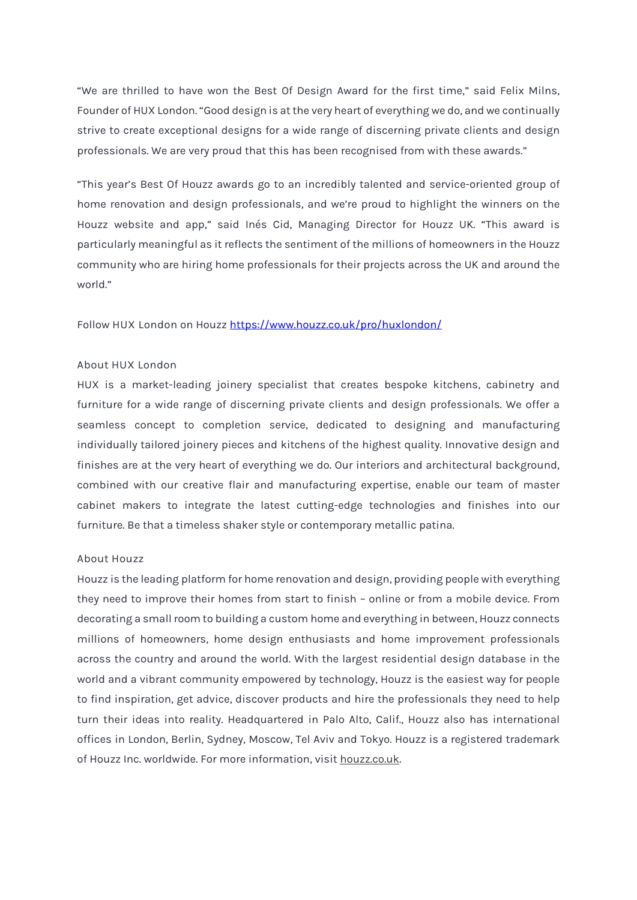“We are thrilled to have won the Best Of Design Award for the first time,” said Felix Milns, Founder of HUX London. “Good design is at the very heart of everything we do, and we continually strive to create exceptional designs for a wide range of discerning private clients and design professionals. We are very proud that this has been recognised from with these awards.”

“This year’s Best Of Houzz awards go to an incredibly talented and service-oriented group of home renovation and design professionals, and we’re proud to highlight the winners on the Houzz website and app,” said Inés Cid, Managing Director for Houzz UK. “This award is particularly meaningful as it reflects the sentiment of the millions of homeowners in the Houzz community who are hiring home professionals for their projects across the UK and around the world.”

Follow HUX London on Houzz [https://www.houzz.co.uk/pro/huxlondon/](https://www.houzz.co.uk/pro/huxlondon/)

About HUX London

HUX is a market-leading joinery specialist that creates bespoke kitchens, cabinetry and furniture for a wide range of discerning private clients and design professionals. We offer a seamless concept to completion service, dedicated to designing and manufacturing individually tailored joinery pieces and kitchens of the highest quality. Innovative design and finishes are at the very heart of everything we do. Our interiors and architectural background, combined with our creative flair and manufacturing expertise, enable our team of master cabinet makers to integrate the latest cutting-edge technologies and finishes into our furniture. Be that a timeless shaker style or contemporary metallic patina.

About Houzz

Houzz is the leading platform for home renovation and design, providing people with everything they need to improve their homes from start to finish – online or from a mobile device. From decorating a small room to building a custom home and everything in between, Houzz connects millions of homeowners, home design enthusiasts and home improvement professionals across the country and around the world. With the largest residential design database in the world and a vibrant community empowered by technology, Houzz is the easiest way for people to find inspiration, get advice, discover products and hire the professionals they need to help turn their ideas into reality. Headquartered in Palo Alto, Calif., Houzz also has international offices in London, Berlin, Sydney, Moscow, Tel Aviv and Tokyo. Houzz is a registered trademark of Houzz Inc. worldwide. For more information, visit houzz.co.uk.